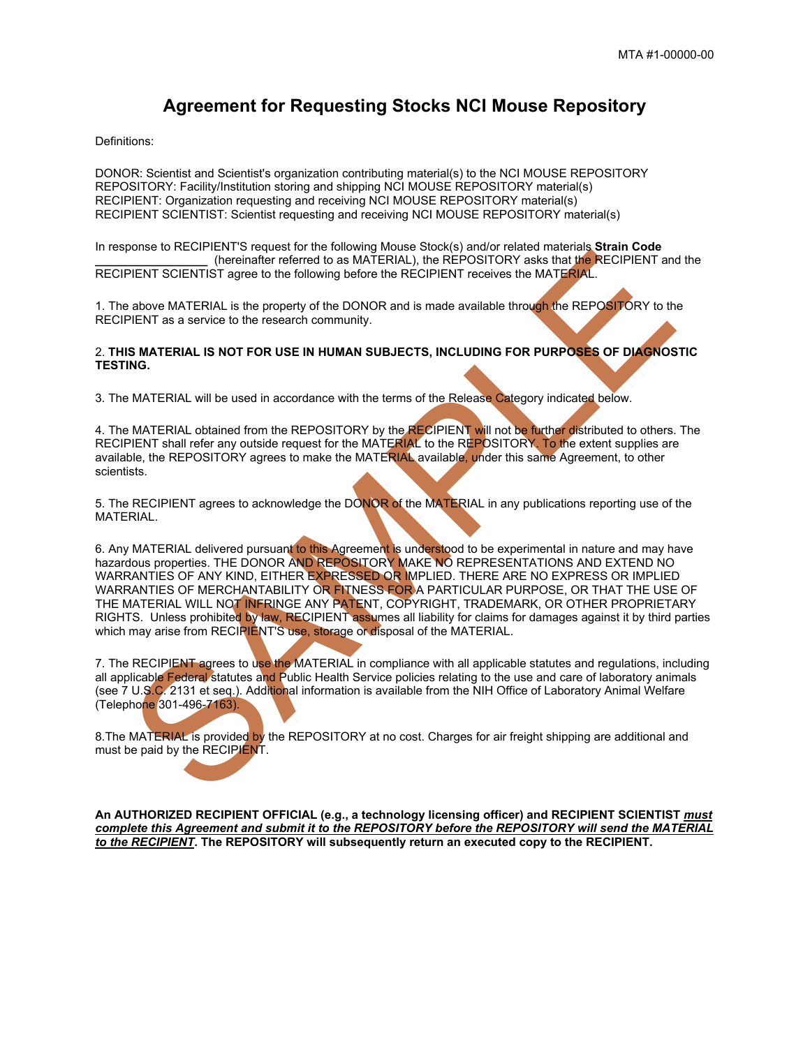MTA #1-00000-00

# Agreement for Requesting Stocks NCI Mouse Repository

Definitions:

DONOR: Scientist and Scientist's organization contributing material(s) to the NCI MOUSE REPOSITORY
REPOSITORY: Facility/Institution storing and shipping NCI MOUSE REPOSITORY material(s)
RECIPIENT: Organization requesting and receiving NCI MOUSE REPOSITORY material(s)
RECIPIENT SCIENTIST: Scientist requesting and receiving NCI MOUSE REPOSITORY material(s)

In response to RECIPIENT'S request for the following Mouse Stock(s) and/or related materials **Strain Code** _________________ (hereinafter referred to as MATERIAL), the REPOSITORY asks that the RECIPIENT and the RECIPIENT SCIENTIST agree to the following before the RECIPIENT receives the MATERIAL.

1. The above MATERIAL is the property of the DONOR and is made available through the REPOSITORY to the RECIPIENT as a service to the research community.

2. **THIS MATERIAL IS NOT FOR USE IN HUMAN SUBJECTS, INCLUDING FOR PURPOSES OF DIAGNOSTIC TESTING.**

3. The MATERIAL will be used in accordance with the terms of the Release Category indicated below.

4. The MATERIAL obtained from the REPOSITORY by the RECIPIENT will not be further distributed to others. The RECIPIENT shall refer any outside request for the MATERIAL to the REPOSITORY. To the extent supplies are available, the REPOSITORY agrees to make the MATERIAL available, under this same Agreement, to other scientists.

5. The RECIPIENT agrees to acknowledge the DONOR of the MATERIAL in any publications reporting use of the MATERIAL.

6. Any MATERIAL delivered pursuant to this Agreement is understood to be experimental in nature and may have hazardous properties. THE DONOR AND REPOSITORY MAKE NO REPRESENTATIONS AND EXTEND NO WARRANTIES OF ANY KIND, EITHER EXPRESSED OR IMPLIED. THERE ARE NO EXPRESS OR IMPLIED WARRANTIES OF MERCHANTABILITY OR FITNESS FOR A PARTICULAR PURPOSE, OR THAT THE USE OF THE MATERIAL WILL NOT INFRINGE ANY PATENT, COPYRIGHT, TRADEMARK, OR OTHER PROPRIETARY RIGHTS. Unless prohibited by law, RECIPIENT assumes all liability for claims for damages against it by third parties which may arise from RECIPIENT'S use, storage or disposal of the MATERIAL.

7. The RECIPIENT agrees to use the MATERIAL in compliance with all applicable statutes and regulations, including all applicable Federal statutes and Public Health Service policies relating to the use and care of laboratory animals (see 7 U.S.C. 2131 et seq.). Additional information is available from the NIH Office of Laboratory Animal Welfare (Telephone 301-496-7163).

8.The MATERIAL is provided by the REPOSITORY at no cost. Charges for air freight shipping are additional and must be paid by the RECIPIENT.

**An AUTHORIZED RECIPIENT OFFICIAL (e.g., a technology licensing officer) and RECIPIENT SCIENTIST *must complete this Agreement and submit it to the REPOSITORY before the REPOSITORY will send the MATERIAL to the RECIPIENT*. The REPOSITORY will subsequently return an executed copy to the RECIPIENT.**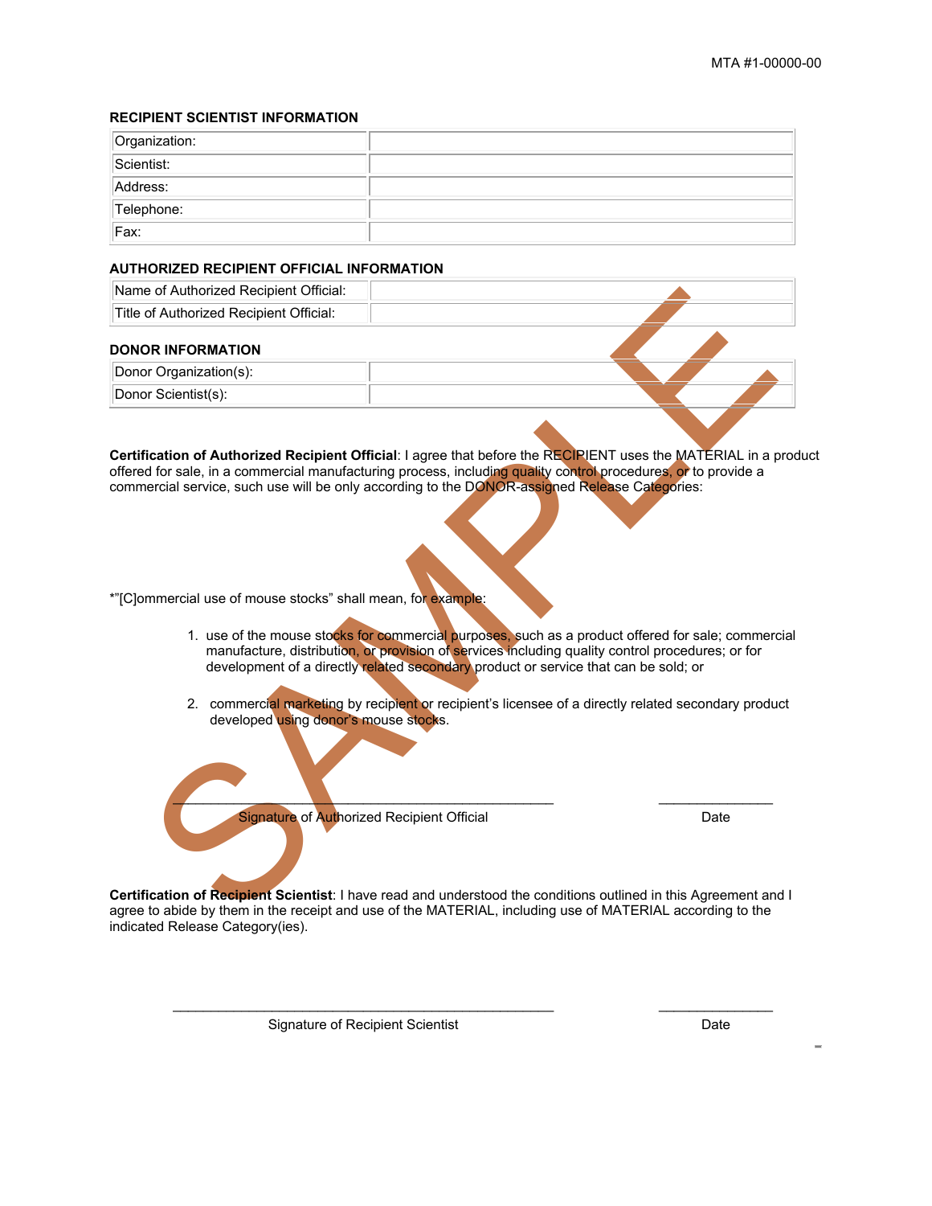MTA #1-00000-00

**RECIPIENT SCIENTIST INFORMATION**

| | |
|---|---|
| Organization: | |
| Scientist: | |
| Address: | |
| Telephone: | |
| Fax: | |

**AUTHORIZED RECIPIENT OFFICIAL INFORMATION**

| | |
|---|---|
| Name of Authorized Recipient Official: | |
| Title of Authorized Recipient Official: | |

**DONOR INFORMATION**

| | |
|---|---|
| Donor Organization(s): | |
| Donor Scientist(s): | |

**Certification of Authorized Recipient Official**: I agree that before the RECIPIENT uses the MATERIAL in a product offered for sale, in a commercial manufacturing process, including quality control procedures, or to provide a commercial service, such use will be only according to the DONOR-assigned Release Categories:

*"[C]ommercial use of mouse stocks" shall mean, for example:

1. use of the mouse stocks for commercial purposes, such as a product offered for sale; commercial manufacture, distribution, or provision of services including quality control procedures; or for development of a directly related secondary product or service that can be sold; or

2. commercial marketing by recipient or recipient's licensee of a directly related secondary product developed using donor's mouse stocks.

\_\_\_\_\_\_\_\_\_\_\_\_\_\_\_\_\_\_\_\_\_\_\_\_\_\_\_\_\_\_\_\_\_\_\_\_\_\_\_\_\_\_\_\_\_\_\_\_\_\_ \_\_\_\_\_\_\_\_\_\_\_\_\_\_\_

Signature of Authorized Recipient Official Date

**Certification of Recipient Scientist**: I have read and understood the conditions outlined in this Agreement and I agree to abide by them in the receipt and use of the MATERIAL, including use of MATERIAL according to the indicated Release Category(ies).

\_\_\_\_\_\_\_\_\_\_\_\_\_\_\_\_\_\_\_\_\_\_\_\_\_\_\_\_\_\_\_\_\_\_\_\_\_\_\_\_\_\_\_\_\_\_\_\_\_\_ \_\_\_\_\_\_\_\_\_\_\_\_\_\_\_

Signature of Recipient Scientist Date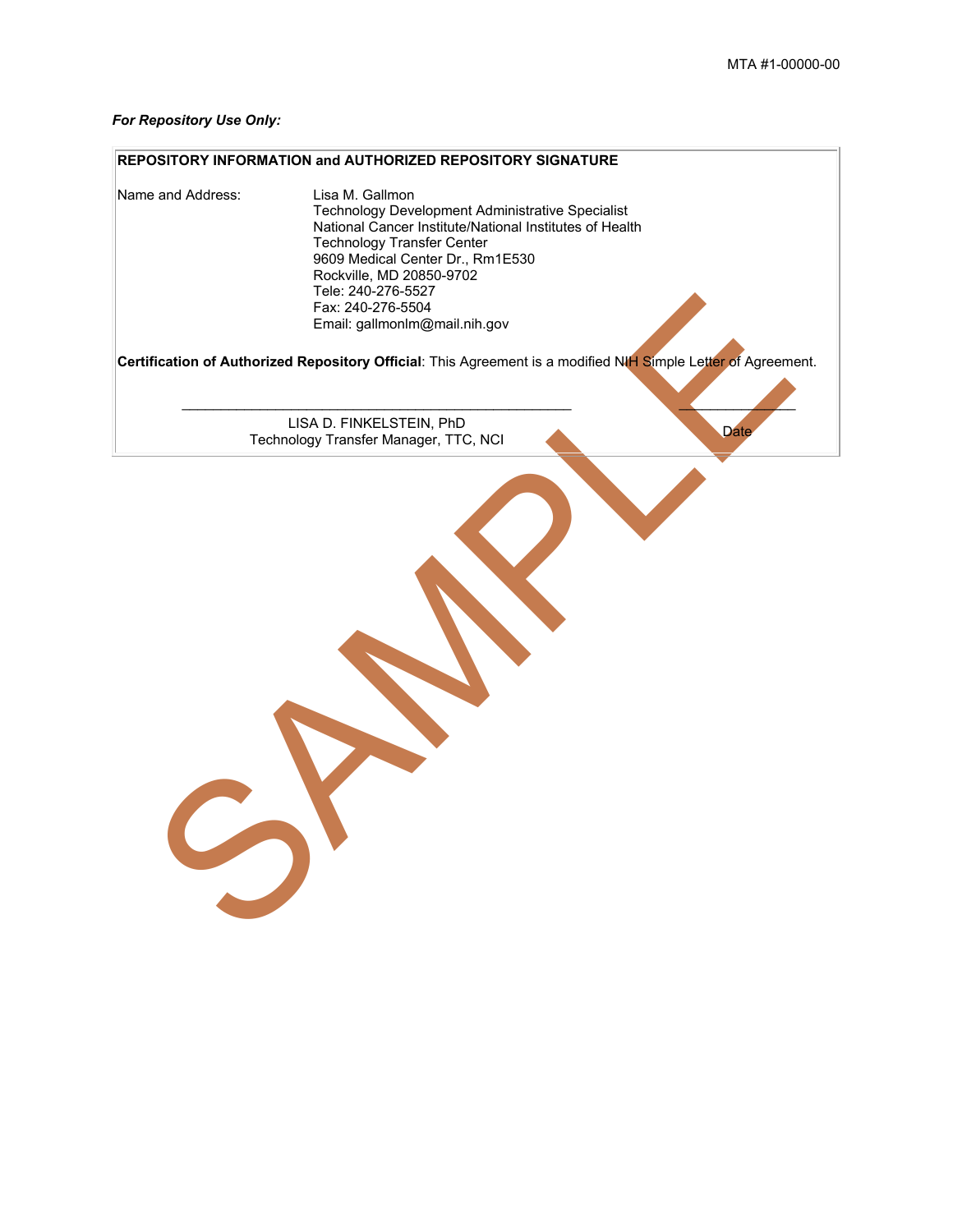MTA #1-00000-00

***For Repository Use Only:***

**REPOSITORY INFORMATION and AUTHORIZED REPOSITORY SIGNATURE**

Name and Address:

Lisa M. Gallmon
Technology Development Administrative Specialist
National Cancer Institute/National Institutes of Health
Technology Transfer Center
9609 Medical Center Dr., Rm1E530
Rockville, MD 20850-9702
Tele: 240-276-5527
Fax: 240-276-5504
Email: gallmonlm@mail.nih.gov

**Certification of Authorized Repository Official**: This Agreement is a modified NIH Simple Letter of Agreement.

\_\_\_\_\_\_\_\_\_\_\_\_\_\_\_\_\_\_\_\_\_\_\_\_\_\_\_\_\_\_\_\_\_\_\_\_\_\_\_\_\_\_\_\_\_\_ \_\_\_\_\_\_\_\_\_\_\_\_\_\_\_

LISA D. FINKELSTEIN, PhD
Technology Transfer Manager, TTC, NCI

Date

SAMPLE